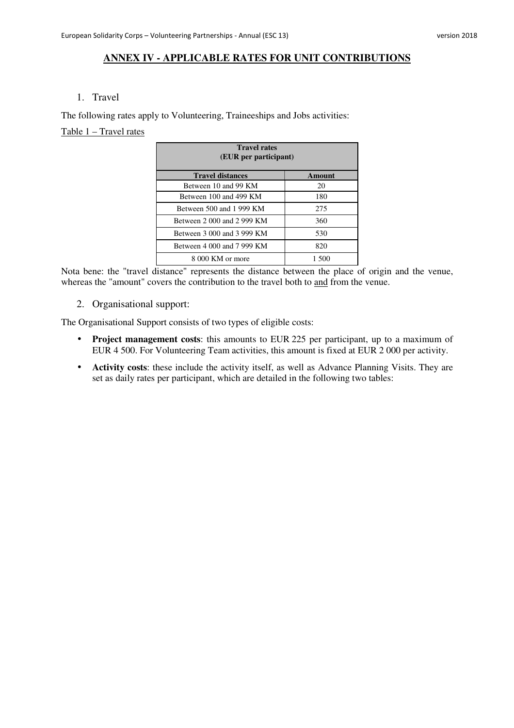## ANNEX IV - APPLICABLE RATES FOR UNIT CONTRIBUTIONS

1. Travel

The following rates apply to Volunteering, Traineeships and Jobs activities:

Table 1 – Travel rates

| **Travel rates (EUR per participant)** | |
|---|---|
| **Travel distances** | **Amount** |
| Between 10 and 99 KM | 20 |
| Between 100 and 499 KM | 180 |
| Between 500 and 1 999 KM | 275 |
| Between 2 000 and 2 999 KM | 360 |
| Between 3 000 and 3 999 KM | 530 |
| Between 4 000 and 7 999 KM | 820 |
| 8 000 KM or more | 1 500 |

Nota bene: the "travel distance" represents the distance between the place of origin and the venue, whereas the "amount" covers the contribution to the travel both to and from the venue.

2. Organisational support:

The Organisational Support consists of two types of eligible costs:

- **Project management costs**: this amounts to EUR 225 per participant, up to a maximum of EUR 4 500. For Volunteering Team activities, this amount is fixed at EUR 2 000 per activity.
- **Activity costs**: these include the activity itself, as well as Advance Planning Visits. They are set as daily rates per participant, which are detailed in the following two tables: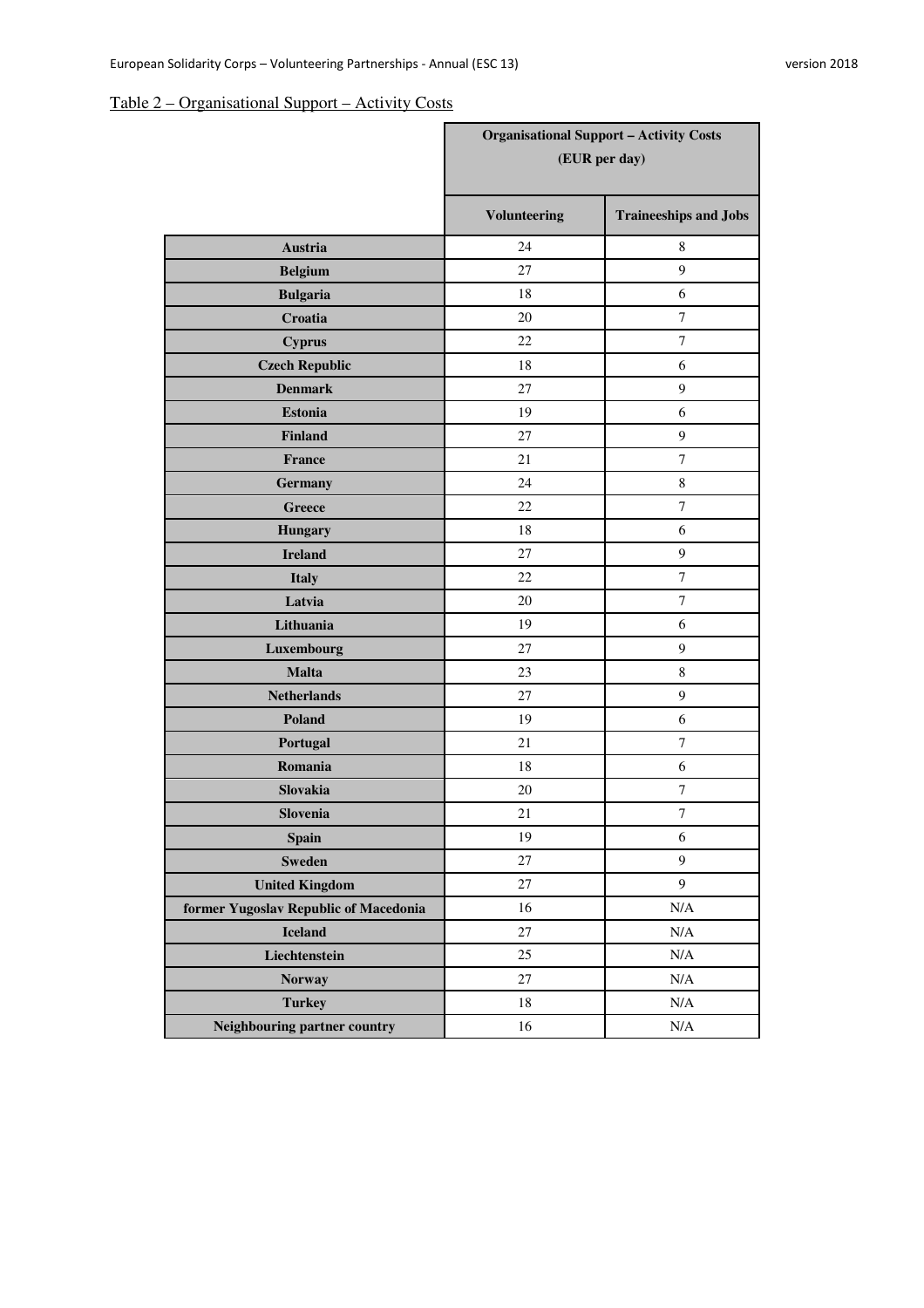Table 2 – Organisational Support – Activity Costs

| | Organisational Support – Activity Costs (EUR per day) | |
|---|---|---|
| | **Volunteering** | **Traineeships and Jobs** |
| **Austria** | 24 | 8 |
| **Belgium** | 27 | 9 |
| **Bulgaria** | 18 | 6 |
| **Croatia** | 20 | 7 |
| **Cyprus** | 22 | 7 |
| **Czech Republic** | 18 | 6 |
| **Denmark** | 27 | 9 |
| **Estonia** | 19 | 6 |
| **Finland** | 27 | 9 |
| **France** | 21 | 7 |
| **Germany** | 24 | 8 |
| **Greece** | 22 | 7 |
| **Hungary** | 18 | 6 |
| **Ireland** | 27 | 9 |
| **Italy** | 22 | 7 |
| **Latvia** | 20 | 7 |
| **Lithuania** | 19 | 6 |
| **Luxembourg** | 27 | 9 |
| **Malta** | 23 | 8 |
| **Netherlands** | 27 | 9 |
| **Poland** | 19 | 6 |
| **Portugal** | 21 | 7 |
| **Romania** | 18 | 6 |
| **Slovakia** | 20 | 7 |
| **Slovenia** | 21 | 7 |
| **Spain** | 19 | 6 |
| **Sweden** | 27 | 9 |
| **United Kingdom** | 27 | 9 |
| **former Yugoslav Republic of Macedonia** | 16 | N/A |
| **Iceland** | 27 | N/A |
| **Liechtenstein** | 25 | N/A |
| **Norway** | 27 | N/A |
| **Turkey** | 18 | N/A |
| **Neighbouring partner country** | 16 | N/A |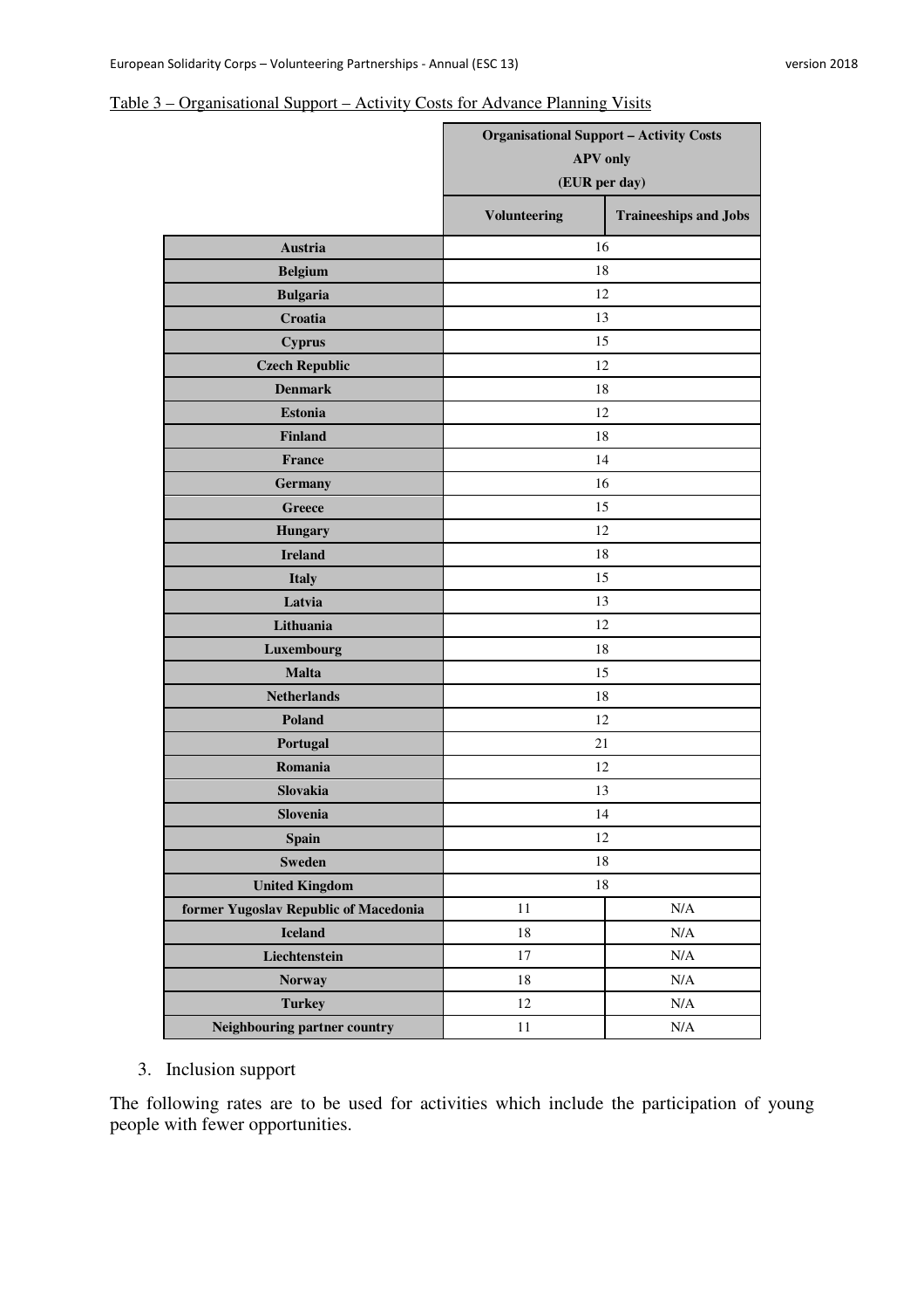Table 3 – Organisational Support – Activity Costs for Advance Planning Visits

| | Organisational Support – Activity Costs APV only (EUR per day) | |
|---|---|---|
| | **Volunteering** | **Traineeships and Jobs** |
| **Austria** | 16 | |
| **Belgium** | 18 | |
| **Bulgaria** | 12 | |
| **Croatia** | 13 | |
| **Cyprus** | 15 | |
| **Czech Republic** | 12 | |
| **Denmark** | 18 | |
| **Estonia** | 12 | |
| **Finland** | 18 | |
| **France** | 14 | |
| **Germany** | 16 | |
| **Greece** | 15 | |
| **Hungary** | 12 | |
| **Ireland** | 18 | |
| **Italy** | 15 | |
| **Latvia** | 13 | |
| **Lithuania** | 12 | |
| **Luxembourg** | 18 | |
| **Malta** | 15 | |
| **Netherlands** | 18 | |
| **Poland** | 12 | |
| **Portugal** | 21 | |
| **Romania** | 12 | |
| **Slovakia** | 13 | |
| **Slovenia** | 14 | |
| **Spain** | 12 | |
| **Sweden** | 18 | |
| **United Kingdom** | 18 | |
| **former Yugoslav Republic of Macedonia** | 11 | N/A |
| **Iceland** | 18 | N/A |
| **Liechtenstein** | 17 | N/A |
| **Norway** | 18 | N/A |
| **Turkey** | 12 | N/A |
| **Neighbouring partner country** | 11 | N/A |

3. Inclusion support

The following rates are to be used for activities which include the participation of young people with fewer opportunities.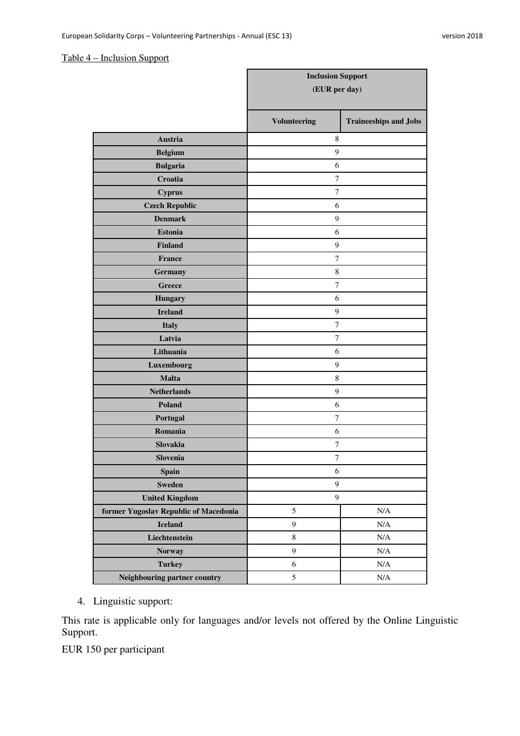Table 4 – Inclusion Support

| | Inclusion Support (EUR per day) | |
|---|---|---|
| | **Volunteering** | **Traineeships and Jobs** |
| **Austria** | 8 | |
| **Belgium** | 9 | |
| **Bulgaria** | 6 | |
| **Croatia** | 7 | |
| **Cyprus** | 7 | |
| **Czech Republic** | 6 | |
| **Denmark** | 9 | |
| **Estonia** | 6 | |
| **Finland** | 9 | |
| **France** | 7 | |
| **Germany** | 8 | |
| **Greece** | 7 | |
| **Hungary** | 6 | |
| **Ireland** | 9 | |
| **Italy** | 7 | |
| **Latvia** | 7 | |
| **Lithuania** | 6 | |
| **Luxembourg** | 9 | |
| **Malta** | 8 | |
| **Netherlands** | 9 | |
| **Poland** | 6 | |
| **Portugal** | 7 | |
| **Romania** | 6 | |
| **Slovakia** | 7 | |
| **Slovenia** | 7 | |
| **Spain** | 6 | |
| **Sweden** | 9 | |
| **United Kingdom** | 9 | |
| **former Yugoslav Republic of Macedonia** | 5 | N/A |
| **Iceland** | 9 | N/A |
| **Liechtenstein** | 8 | N/A |
| **Norway** | 9 | N/A |
| **Turkey** | 6 | N/A |
| **Neighbouring partner country** | 5 | N/A |

4. Linguistic support:

This rate is applicable only for languages and/or levels not offered by the Online Linguistic Support.

EUR 150 per participant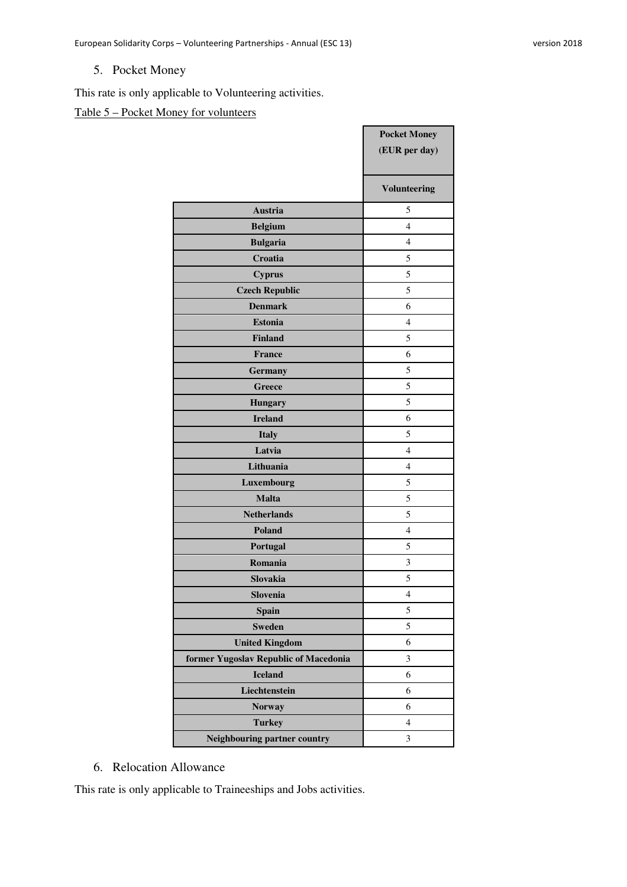## 5. Pocket Money

This rate is only applicable to Volunteering activities.

Table 5 – Pocket Money for volunteers

| | Pocket Money (EUR per day) |
|---|---|
| | Volunteering |
| Austria | 5 |
| Belgium | 4 |
| Bulgaria | 4 |
| Croatia | 5 |
| Cyprus | 5 |
| Czech Republic | 5 |
| Denmark | 6 |
| Estonia | 4 |
| Finland | 5 |
| France | 6 |
| Germany | 5 |
| Greece | 5 |
| Hungary | 5 |
| Ireland | 6 |
| Italy | 5 |
| Latvia | 4 |
| Lithuania | 4 |
| Luxembourg | 5 |
| Malta | 5 |
| Netherlands | 5 |
| Poland | 4 |
| Portugal | 5 |
| Romania | 3 |
| Slovakia | 5 |
| Slovenia | 4 |
| Spain | 5 |
| Sweden | 5 |
| United Kingdom | 6 |
| former Yugoslav Republic of Macedonia | 3 |
| Iceland | 6 |
| Liechtenstein | 6 |
| Norway | 6 |
| Turkey | 4 |
| Neighbouring partner country | 3 |

## 6. Relocation Allowance

This rate is only applicable to Traineeships and Jobs activities.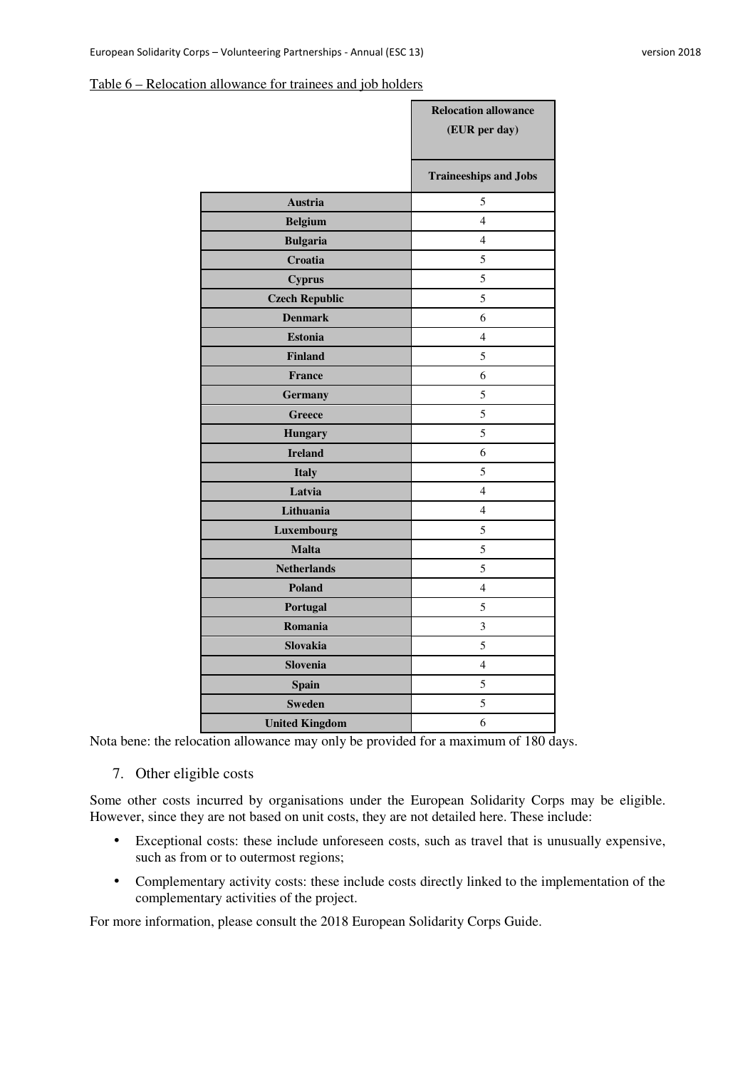Table 6 – Relocation allowance for trainees and job holders

| | Relocation allowance (EUR per day) |
|---|---|
| | Traineeships and Jobs |
| **Austria** | 5 |
| **Belgium** | 4 |
| **Bulgaria** | 4 |
| **Croatia** | 5 |
| **Cyprus** | 5 |
| **Czech Republic** | 5 |
| **Denmark** | 6 |
| **Estonia** | 4 |
| **Finland** | 5 |
| **France** | 6 |
| **Germany** | 5 |
| **Greece** | 5 |
| **Hungary** | 5 |
| **Ireland** | 6 |
| **Italy** | 5 |
| **Latvia** | 4 |
| **Lithuania** | 4 |
| **Luxembourg** | 5 |
| **Malta** | 5 |
| **Netherlands** | 5 |
| **Poland** | 4 |
| **Portugal** | 5 |
| **Romania** | 3 |
| **Slovakia** | 5 |
| **Slovenia** | 4 |
| **Spain** | 5 |
| **Sweden** | 5 |
| **United Kingdom** | 6 |

Nota bene: the relocation allowance may only be provided for a maximum of 180 days.

## 7. Other eligible costs

Some other costs incurred by organisations under the European Solidarity Corps may be eligible. However, since they are not based on unit costs, they are not detailed here. These include:

- Exceptional costs: these include unforeseen costs, such as travel that is unusually expensive, such as from or to outermost regions;
- Complementary activity costs: these include costs directly linked to the implementation of the complementary activities of the project.

For more information, please consult the 2018 European Solidarity Corps Guide.